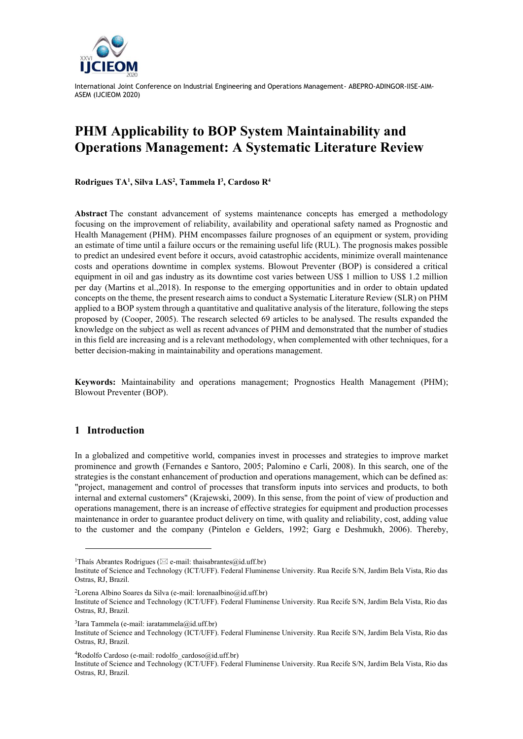International Joint Conference on Industrial Engineering and Operations Management- ABEPRO-ADINGOR-IISE-AIM-ASEM (IJCIEOM 2020)

# PHM Applicability to BOP System Maintainability and Operations Management: A Systematic Literature Review

**Rodrigues TA[1], Silva LAS[2], Tammela I[3], Cardoso R[4]**

**Abstract** The constant advancement of systems maintenance concepts has emerged a methodology focusing on the improvement of reliability, availability and operational safety named as Prognostic and Health Management (PHM). PHM encompasses failure prognoses of an equipment or system, providing an estimate of time until a failure occurs or the remaining useful life (RUL). The prognosis makes possible to predict an undesired event before it occurs, avoid catastrophic accidents, minimize overall maintenance costs and operations downtime in complex systems. Blowout Preventer (BOP) is considered a critical equipment in oil and gas industry as its downtime cost varies between US$ 1 million to US$ 1.2 million per day (Martins et al.,2018). In response to the emerging opportunities and in order to obtain updated concepts on the theme, the present research aims to conduct a Systematic Literature Review (SLR) on PHM applied to a BOP system through a quantitative and qualitative analysis of the literature, following the steps proposed by (Cooper, 2005). The research selected 69 articles to be analysed. The results expanded the knowledge on the subject as well as recent advances of PHM and demonstrated that the number of studies in this field are increasing and is a relevant methodology, when complemented with other techniques, for a better decision-making in maintainability and operations management.

**Keywords:** Maintainability and operations management; Prognostics Health Management (PHM); Blowout Preventer (BOP).

## 1 Introduction

In a globalized and competitive world, companies invest in processes and strategies to improve market prominence and growth (Fernandes e Santoro, 2005; Palomino e Carli, 2008). In this search, one of the strategies is the constant enhancement of production and operations management, which can be defined as: "project, management and control of processes that transform inputs into services and products, to both internal and external customers" (Krajewski, 2009). In this sense, from the point of view of production and operations management, there is an increase of effective strategies for equipment and production processes maintenance in order to guarantee product delivery on time, with quality and reliability, cost, adding value to the customer and the company (Pintelon e Gelders, 1992; Garg e Deshmukh, 2006). Thereby,

---

[1]Thaís Abrantes Rodrigues (✉ e-mail: thaisabrantes@id.uff.br)
Institute of Science and Technology (ICT/UFF). Federal Fluminense University. Rua Recife S/N, Jardim Bela Vista, Rio das Ostras, RJ, Brazil.

[2]Lorena Albino Soares da Silva (e-mail: lorenaalbino@id.uff.br)
Institute of Science and Technology (ICT/UFF). Federal Fluminense University. Rua Recife S/N, Jardim Bela Vista, Rio das Ostras, RJ, Brazil.

[3]Iara Tammela (e-mail: iaratammela@id.uff.br)
Institute of Science and Technology (ICT/UFF). Federal Fluminense University. Rua Recife S/N, Jardim Bela Vista, Rio das Ostras, RJ, Brazil.

[4]Rodolfo Cardoso (e-mail: rodolfo_cardoso@id.uff.br)
Institute of Science and Technology (ICT/UFF). Federal Fluminense University. Rua Recife S/N, Jardim Bela Vista, Rio das Ostras, RJ, Brazil.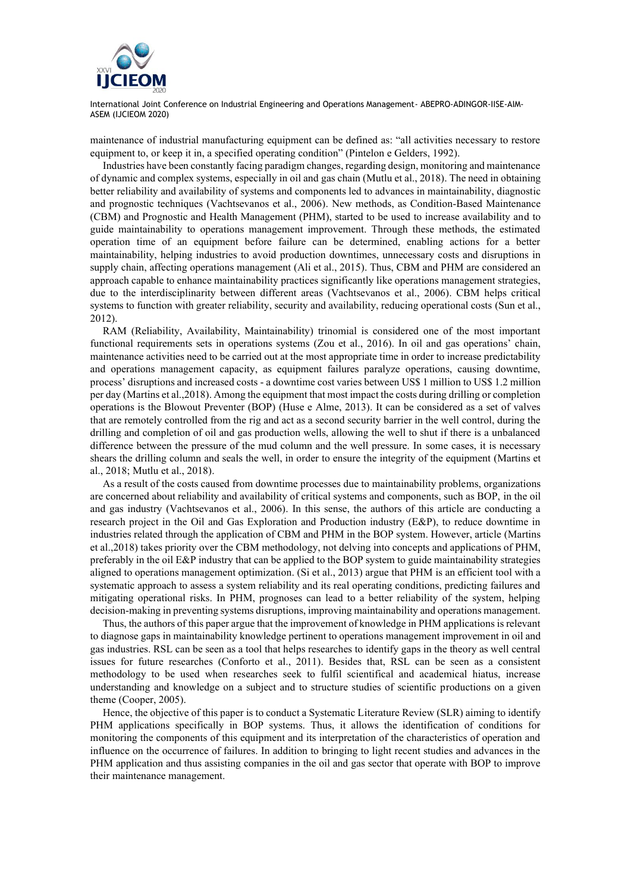maintenance of industrial manufacturing equipment can be defined as: "all activities necessary to restore equipment to, or keep it in, a specified operating condition" (Pintelon e Gelders, 1992).

Industries have been constantly facing paradigm changes, regarding design, monitoring and maintenance of dynamic and complex systems, especially in oil and gas chain (Mutlu et al., 2018). The need in obtaining better reliability and availability of systems and components led to advances in maintainability, diagnostic and prognostic techniques (Vachtsevanos et al., 2006). New methods, as Condition-Based Maintenance (CBM) and Prognostic and Health Management (PHM), started to be used to increase availability and to guide maintainability to operations management improvement. Through these methods, the estimated operation time of an equipment before failure can be determined, enabling actions for a better maintainability, helping industries to avoid production downtimes, unnecessary costs and disruptions in supply chain, affecting operations management (Ali et al., 2015). Thus, CBM and PHM are considered an approach capable to enhance maintainability practices significantly like operations management strategies, due to the interdisciplinarity between different areas (Vachtsevanos et al., 2006). CBM helps critical systems to function with greater reliability, security and availability, reducing operational costs (Sun et al., 2012).

RAM (Reliability, Availability, Maintainability) trinomial is considered one of the most important functional requirements sets in operations systems (Zou et al., 2016). In oil and gas operations' chain, maintenance activities need to be carried out at the most appropriate time in order to increase predictability and operations management capacity, as equipment failures paralyze operations, causing downtime, process' disruptions and increased costs - a downtime cost varies between US$ 1 million to US$ 1.2 million per day (Martins et al.,2018). Among the equipment that most impact the costs during drilling or completion operations is the Blowout Preventer (BOP) (Huse e Alme, 2013). It can be considered as a set of valves that are remotely controlled from the rig and act as a second security barrier in the well control, during the drilling and completion of oil and gas production wells, allowing the well to shut if there is a unbalanced difference between the pressure of the mud column and the well pressure. In some cases, it is necessary shears the drilling column and seals the well, in order to ensure the integrity of the equipment (Martins et al., 2018; Mutlu et al., 2018).

As a result of the costs caused from downtime processes due to maintainability problems, organizations are concerned about reliability and availability of critical systems and components, such as BOP, in the oil and gas industry (Vachtsevanos et al., 2006). In this sense, the authors of this article are conducting a research project in the Oil and Gas Exploration and Production industry (E&P), to reduce downtime in industries related through the application of CBM and PHM in the BOP system. However, article (Martins et al.,2018) takes priority over the CBM methodology, not delving into concepts and applications of PHM, preferably in the oil E&P industry that can be applied to the BOP system to guide maintainability strategies aligned to operations management optimization. (Si et al., 2013) argue that PHM is an efficient tool with a systematic approach to assess a system reliability and its real operating conditions, predicting failures and mitigating operational risks. In PHM, prognoses can lead to a better reliability of the system, helping decision-making in preventing systems disruptions, improving maintainability and operations management.

Thus, the authors of this paper argue that the improvement of knowledge in PHM applications is relevant to diagnose gaps in maintainability knowledge pertinent to operations management improvement in oil and gas industries. RSL can be seen as a tool that helps researches to identify gaps in the theory as well central issues for future researches (Conforto et al., 2011). Besides that, RSL can be seen as a consistent methodology to be used when researches seek to fulfil scientifical and academical hiatus, increase understanding and knowledge on a subject and to structure studies of scientific productions on a given theme (Cooper, 2005).

Hence, the objective of this paper is to conduct a Systematic Literature Review (SLR) aiming to identify PHM applications specifically in BOP systems. Thus, it allows the identification of conditions for monitoring the components of this equipment and its interpretation of the characteristics of operation and influence on the occurrence of failures. In addition to bringing to light recent studies and advances in the PHM application and thus assisting companies in the oil and gas sector that operate with BOP to improve their maintenance management.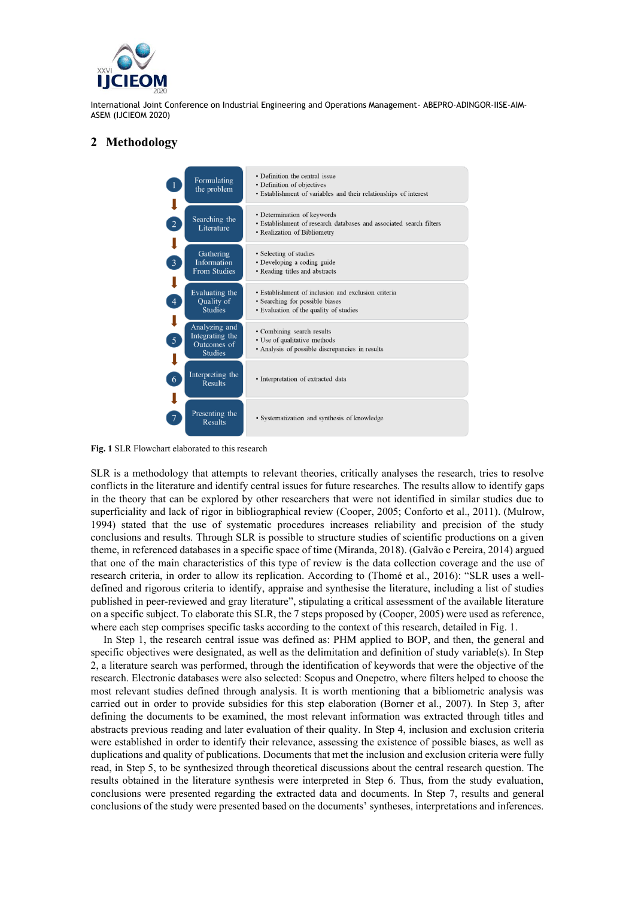## 2 Methodology

| Step | Stage | Tasks |
|---|---|---|
| 1 | Formulating the problem | • Definition the central issue<br>• Definition of objectives<br>• Establishment of variables and their relationships of interest |
| 2 | Searching the Literature | • Determination of keywords<br>• Establishment of research databases and associated search filters<br>• Realization of Bibliometry |
| 3 | Gathering Information From Studies | • Selecting of studies<br>• Developing a coding guide<br>• Reading titles and abstracts |
| 4 | Evaluating the Quality of Studies | • Establishment of inclusion and exclusion criteria<br>• Searching for possible biases<br>• Evaluation of the quality of studies |
| 5 | Analyzing and Integrating the Outcomes of Studies | • Combining search results<br>• Use of qualitative methods<br>• Analysis of possible discrepancies in results |
| 6 | Interpreting the Results | • Interpretation of extracted data |
| 7 | Presenting the Results | • Systematization and synthesis of knowledge |

**Fig. 1** SLR Flowchart elaborated to this research

SLR is a methodology that attempts to relevant theories, critically analyses the research, tries to resolve conflicts in the literature and identify central issues for future researches. The results allow to identify gaps in the theory that can be explored by other researchers that were not identified in similar studies due to superficiality and lack of rigor in bibliographical review (Cooper, 2005; Conforto et al., 2011). (Mulrow, 1994) stated that the use of systematic procedures increases reliability and precision of the study conclusions and results. Through SLR is possible to structure studies of scientific productions on a given theme, in referenced databases in a specific space of time (Miranda, 2018). (Galvão e Pereira, 2014) argued that one of the main characteristics of this type of review is the data collection coverage and the use of research criteria, in order to allow its replication. According to (Thomé et al., 2016): "SLR uses a well-defined and rigorous criteria to identify, appraise and synthesise the literature, including a list of studies published in peer-reviewed and gray literature", stipulating a critical assessment of the available literature on a specific subject. To elaborate this SLR, the 7 steps proposed by (Cooper, 2005) were used as reference, where each step comprises specific tasks according to the context of this research, detailed in Fig. 1.

In Step 1, the research central issue was defined as: PHM applied to BOP, and then, the general and specific objectives were designated, as well as the delimitation and definition of study variable(s). In Step 2, a literature search was performed, through the identification of keywords that were the objective of the research. Electronic databases were also selected: Scopus and Onepetro, where filters helped to choose the most relevant studies defined through analysis. It is worth mentioning that a bibliometric analysis was carried out in order to provide subsidies for this step elaboration (Borner et al., 2007). In Step 3, after defining the documents to be examined, the most relevant information was extracted through titles and abstracts previous reading and later evaluation of their quality. In Step 4, inclusion and exclusion criteria were established in order to identify their relevance, assessing the existence of possible biases, as well as duplications and quality of publications. Documents that met the inclusion and exclusion criteria were fully read, in Step 5, to be synthesized through theoretical discussions about the central research question. The results obtained in the literature synthesis were interpreted in Step 6. Thus, from the study evaluation, conclusions were presented regarding the extracted data and documents. In Step 7, results and general conclusions of the study were presented based on the documents' syntheses, interpretations and inferences.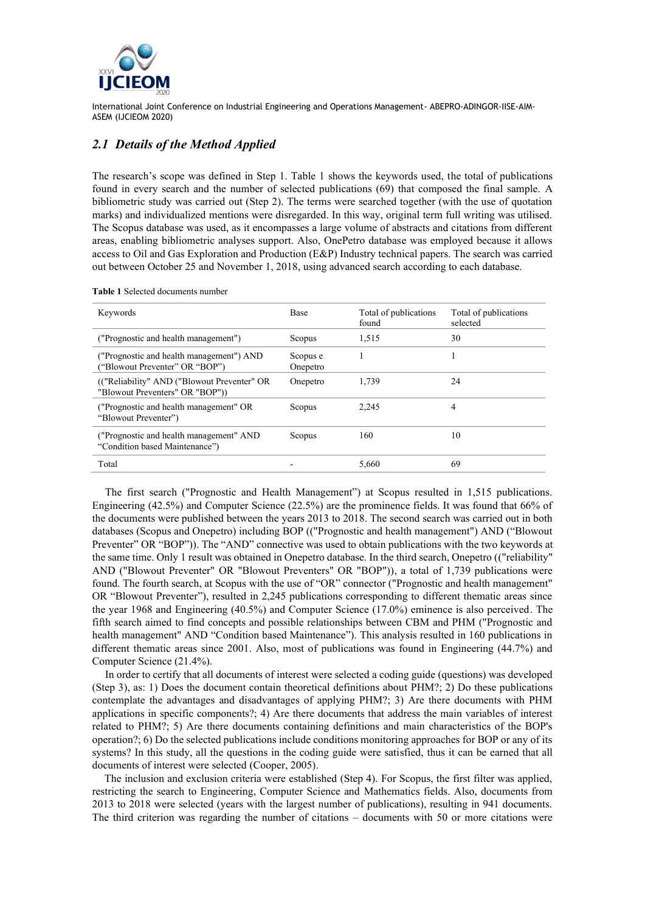## 2.1 Details of the Method Applied

The research's scope was defined in Step 1. Table 1 shows the keywords used, the total of publications found in every search and the number of selected publications (69) that composed the final sample. A bibliometric study was carried out (Step 2). The terms were searched together (with the use of quotation marks) and individualized mentions were disregarded. In this way, original term full writing was utilised. The Scopus database was used, as it encompasses a large volume of abstracts and citations from different areas, enabling bibliometric analyses support. Also, OnePetro database was employed because it allows access to Oil and Gas Exploration and Production (E&P) Industry technical papers. The search was carried out between October 25 and November 1, 2018, using advanced search according to each database.

**Table 1** Selected documents number

| Keywords | Base | Total of publications found | Total of publications selected |
|---|---|---|---|
| ("Prognostic and health management") | Scopus | 1,515 | 30 |
| ("Prognostic and health management") AND ("Blowout Preventer" OR "BOP") | Scopus e Onepetro | 1 | 1 |
| (("Reliability" AND ("Blowout Preventer" OR "Blowout Preventers" OR "BOP")) | Onepetro | 1,739 | 24 |
| ("Prognostic and health management" OR "Blowout Preventer") | Scopus | 2,245 | 4 |
| ("Prognostic and health management" AND "Condition based Maintenance") | Scopus | 160 | 10 |
| Total | - | 5,660 | 69 |

The first search ("Prognostic and Health Management") at Scopus resulted in 1,515 publications. Engineering (42.5%) and Computer Science (22.5%) are the prominence fields. It was found that 66% of the documents were published between the years 2013 to 2018. The second search was carried out in both databases (Scopus and Onepetro) including BOP (("Prognostic and health management") AND ("Blowout Preventer" OR "BOP")). The "AND" connective was used to obtain publications with the two keywords at the same time. Only 1 result was obtained in Onepetro database. In the third search, Onepetro (("reliability" AND ("Blowout Preventer" OR "Blowout Preventers" OR "BOP")), a total of 1,739 publications were found. The fourth search, at Scopus with the use of "OR" connector ("Prognostic and health management" OR "Blowout Preventer"), resulted in 2,245 publications corresponding to different thematic areas since the year 1968 and Engineering (40.5%) and Computer Science (17.0%) eminence is also perceived. The fifth search aimed to find concepts and possible relationships between CBM and PHM ("Prognostic and health management" AND "Condition based Maintenance"). This analysis resulted in 160 publications in different thematic areas since 2001. Also, most of publications was found in Engineering (44.7%) and Computer Science (21.4%).

In order to certify that all documents of interest were selected a coding guide (questions) was developed (Step 3), as: 1) Does the document contain theoretical definitions about PHM?; 2) Do these publications contemplate the advantages and disadvantages of applying PHM?; 3) Are there documents with PHM applications in specific components?; 4) Are there documents that address the main variables of interest related to PHM?; 5) Are there documents containing definitions and main characteristics of the BOP's operation?; 6) Do the selected publications include conditions monitoring approaches for BOP or any of its systems? In this study, all the questions in the coding guide were satisfied, thus it can be earned that all documents of interest were selected (Cooper, 2005).

The inclusion and exclusion criteria were established (Step 4). For Scopus, the first filter was applied, restricting the search to Engineering, Computer Science and Mathematics fields. Also, documents from 2013 to 2018 were selected (years with the largest number of publications), resulting in 941 documents. The third criterion was regarding the number of citations – documents with 50 or more citations were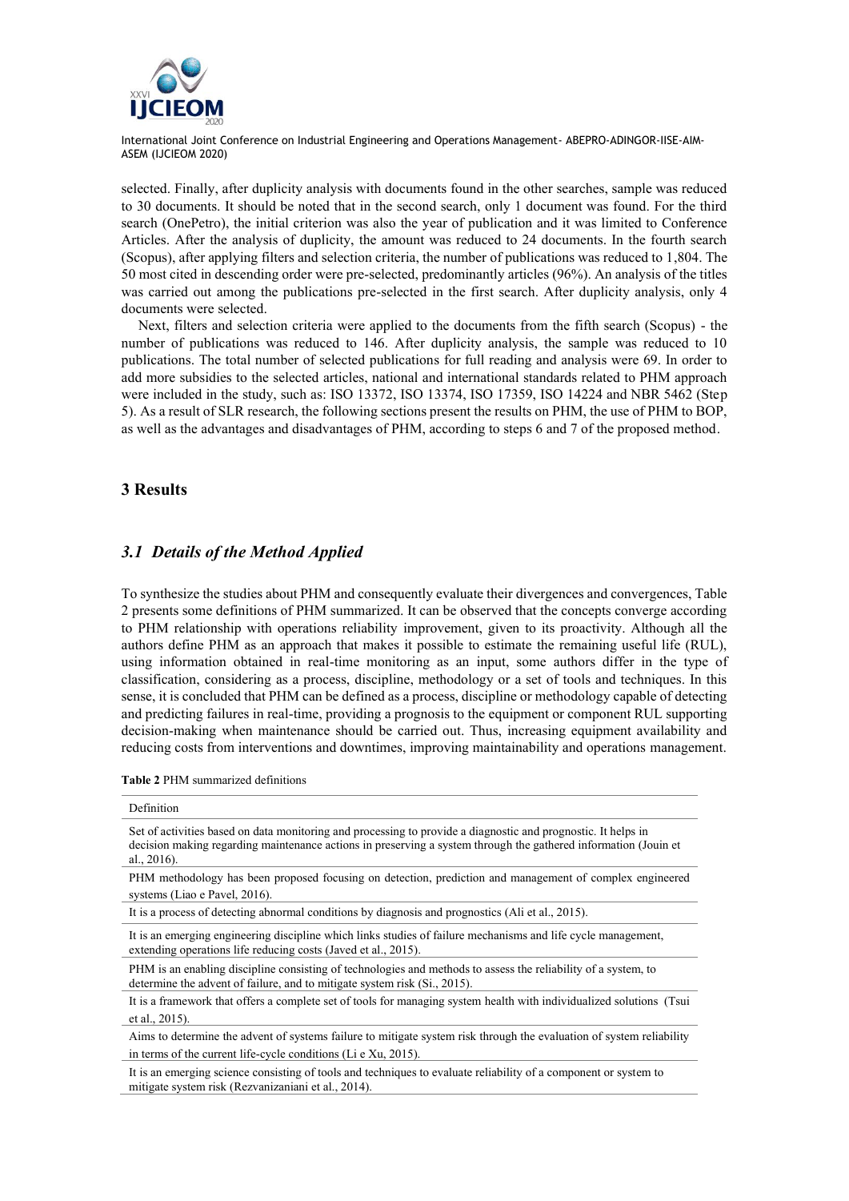selected. Finally, after duplicity analysis with documents found in the other searches, sample was reduced to 30 documents. It should be noted that in the second search, only 1 document was found. For the third search (OnePetro), the initial criterion was also the year of publication and it was limited to Conference Articles. After the analysis of duplicity, the amount was reduced to 24 documents. In the fourth search (Scopus), after applying filters and selection criteria, the number of publications was reduced to 1,804. The 50 most cited in descending order were pre-selected, predominantly articles (96%). An analysis of the titles was carried out among the publications pre-selected in the first search. After duplicity analysis, only 4 documents were selected.

Next, filters and selection criteria were applied to the documents from the fifth search (Scopus) - the number of publications was reduced to 146. After duplicity analysis, the sample was reduced to 10 publications. The total number of selected publications for full reading and analysis were 69. In order to add more subsidies to the selected articles, national and international standards related to PHM approach were included in the study, such as: ISO 13372, ISO 13374, ISO 17359, ISO 14224 and NBR 5462 (Step 5). As a result of SLR research, the following sections present the results on PHM, the use of PHM to BOP, as well as the advantages and disadvantages of PHM, according to steps 6 and 7 of the proposed method.

## 3 Results

### *3.1 Details of the Method Applied*

To synthesize the studies about PHM and consequently evaluate their divergences and convergences, Table 2 presents some definitions of PHM summarized. It can be observed that the concepts converge according to PHM relationship with operations reliability improvement, given to its proactivity. Although all the authors define PHM as an approach that makes it possible to estimate the remaining useful life (RUL), using information obtained in real-time monitoring as an input, some authors differ in the type of classification, considering as a process, discipline, methodology or a set of tools and techniques. In this sense, it is concluded that PHM can be defined as a process, discipline or methodology capable of detecting and predicting failures in real-time, providing a prognosis to the equipment or component RUL supporting decision-making when maintenance should be carried out. Thus, increasing equipment availability and reducing costs from interventions and downtimes, improving maintainability and operations management.

**Table 2** PHM summarized definitions

| Definition |
|---|
| Set of activities based on data monitoring and processing to provide a diagnostic and prognostic. It helps in decision making regarding maintenance actions in preserving a system through the gathered information (Jouin et al., 2016). |
| PHM methodology has been proposed focusing on detection, prediction and management of complex engineered systems (Liao e Pavel, 2016). |
| It is a process of detecting abnormal conditions by diagnosis and prognostics (Ali et al., 2015). |
| It is an emerging engineering discipline which links studies of failure mechanisms and life cycle management, extending operations life reducing costs (Javed et al., 2015). |
| PHM is an enabling discipline consisting of technologies and methods to assess the reliability of a system, to determine the advent of failure, and to mitigate system risk (Si., 2015). |
| It is a framework that offers a complete set of tools for managing system health with individualized solutions (Tsui et al., 2015). |
| Aims to determine the advent of systems failure to mitigate system risk through the evaluation of system reliability in terms of the current life-cycle conditions (Li e Xu, 2015). |
| It is an emerging science consisting of tools and techniques to evaluate reliability of a component or system to mitigate system risk (Rezvanizaniani et al., 2014). |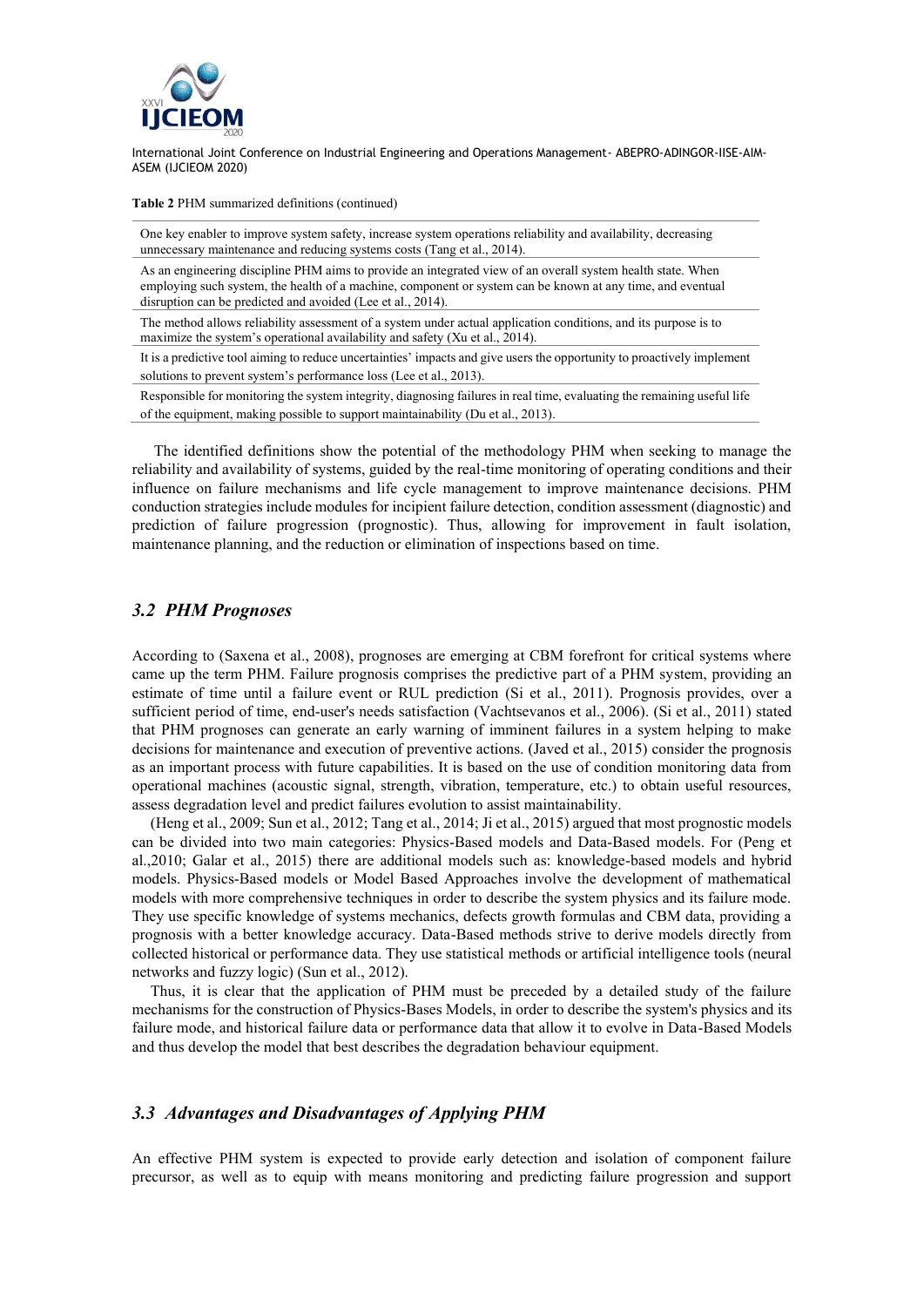**Table 2** PHM summarized definitions (continued)

| |
|---|
| One key enabler to improve system safety, increase system operations reliability and availability, decreasing unnecessary maintenance and reducing systems costs (Tang et al., 2014). |
| As an engineering discipline PHM aims to provide an integrated view of an overall system health state. When employing such system, the health of a machine, component or system can be known at any time, and eventual disruption can be predicted and avoided (Lee et al., 2014). |
| The method allows reliability assessment of a system under actual application conditions, and its purpose is to maximize the system's operational availability and safety (Xu et al., 2014). |
| It is a predictive tool aiming to reduce uncertainties' impacts and give users the opportunity to proactively implement solutions to prevent system's performance loss (Lee et al., 2013). |
| Responsible for monitoring the system integrity, diagnosing failures in real time, evaluating the remaining useful life of the equipment, making possible to support maintainability (Du et al., 2013). |

The identified definitions show the potential of the methodology PHM when seeking to manage the reliability and availability of systems, guided by the real-time monitoring of operating conditions and their influence on failure mechanisms and life cycle management to improve maintenance decisions. PHM conduction strategies include modules for incipient failure detection, condition assessment (diagnostic) and prediction of failure progression (prognostic). Thus, allowing for improvement in fault isolation, maintenance planning, and the reduction or elimination of inspections based on time.

### *3.2 PHM Prognoses*

According to (Saxena et al., 2008), prognoses are emerging at CBM forefront for critical systems where came up the term PHM. Failure prognosis comprises the predictive part of a PHM system, providing an estimate of time until a failure event or RUL prediction (Si et al., 2011). Prognosis provides, over a sufficient period of time, end-user's needs satisfaction (Vachtsevanos et al., 2006). (Si et al., 2011) stated that PHM prognoses can generate an early warning of imminent failures in a system helping to make decisions for maintenance and execution of preventive actions. (Javed et al., 2015) consider the prognosis as an important process with future capabilities. It is based on the use of condition monitoring data from operational machines (acoustic signal, strength, vibration, temperature, etc.) to obtain useful resources, assess degradation level and predict failures evolution to assist maintainability.

(Heng et al., 2009; Sun et al., 2012; Tang et al., 2014; Ji et al., 2015) argued that most prognostic models can be divided into two main categories: Physics-Based models and Data-Based models. For (Peng et al.,2010; Galar et al., 2015) there are additional models such as: knowledge-based models and hybrid models. Physics-Based models or Model Based Approaches involve the development of mathematical models with more comprehensive techniques in order to describe the system physics and its failure mode. They use specific knowledge of systems mechanics, defects growth formulas and CBM data, providing a prognosis with a better knowledge accuracy. Data-Based methods strive to derive models directly from collected historical or performance data. They use statistical methods or artificial intelligence tools (neural networks and fuzzy logic) (Sun et al., 2012).

Thus, it is clear that the application of PHM must be preceded by a detailed study of the failure mechanisms for the construction of Physics-Bases Models, in order to describe the system's physics and its failure mode, and historical failure data or performance data that allow it to evolve in Data-Based Models and thus develop the model that best describes the degradation behaviour equipment.

### *3.3 Advantages and Disadvantages of Applying PHM*

An effective PHM system is expected to provide early detection and isolation of component failure precursor, as well as to equip with means monitoring and predicting failure progression and support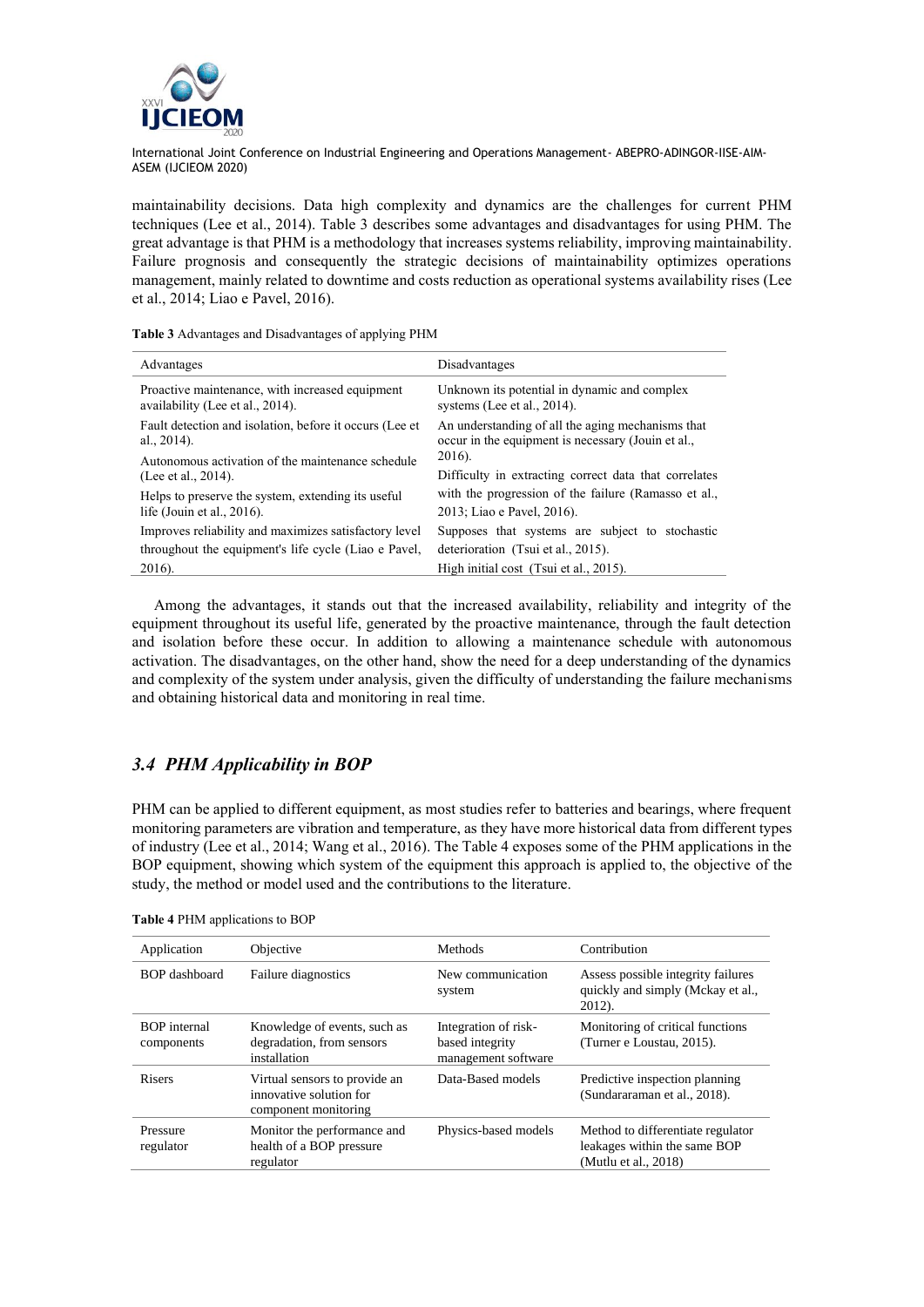maintainability decisions. Data high complexity and dynamics are the challenges for current PHM techniques (Lee et al., 2014). Table 3 describes some advantages and disadvantages for using PHM. The great advantage is that PHM is a methodology that increases systems reliability, improving maintainability. Failure prognosis and consequently the strategic decisions of maintainability optimizes operations management, mainly related to downtime and costs reduction as operational systems availability rises (Lee et al., 2014; Liao e Pavel, 2016).

**Table 3** Advantages and Disadvantages of applying PHM

| Advantages | Disadvantages |
|---|---|
| Proactive maintenance, with increased equipment availability (Lee et al., 2014). | Unknown its potential in dynamic and complex systems (Lee et al., 2014). |
| Fault detection and isolation, before it occurs (Lee et al., 2014). | An understanding of all the aging mechanisms that occur in the equipment is necessary (Jouin et al., 2016). |
| Autonomous activation of the maintenance schedule (Lee et al., 2014). | Difficulty in extracting correct data that correlates with the progression of the failure (Ramasso et al., 2013; Liao e Pavel, 2016). |
| Helps to preserve the system, extending its useful life (Jouin et al., 2016). | Supposes that systems are subject to stochastic deterioration (Tsui et al., 2015). |
| Improves reliability and maximizes satisfactory level throughout the equipment's life cycle (Liao e Pavel, 2016). | High initial cost (Tsui et al., 2015). |

Among the advantages, it stands out that the increased availability, reliability and integrity of the equipment throughout its useful life, generated by the proactive maintenance, through the fault detection and isolation before these occur. In addition to allowing a maintenance schedule with autonomous activation. The disadvantages, on the other hand, show the need for a deep understanding of the dynamics and complexity of the system under analysis, given the difficulty of understanding the failure mechanisms and obtaining historical data and monitoring in real time.

### *3.4 PHM Applicability in BOP*

PHM can be applied to different equipment, as most studies refer to batteries and bearings, where frequent monitoring parameters are vibration and temperature, as they have more historical data from different types of industry (Lee et al., 2014; Wang et al., 2016). The Table 4 exposes some of the PHM applications in the BOP equipment, showing which system of the equipment this approach is applied to, the objective of the study, the method or model used and the contributions to the literature.

**Table 4** PHM applications to BOP

| Application | Objective | Methods | Contribution |
|---|---|---|---|
| BOP dashboard | Failure diagnostics | New communication system | Assess possible integrity failures quickly and simply (Mckay et al., 2012). |
| BOP internal components | Knowledge of events, such as degradation, from sensors installation | Integration of risk-based integrity management software | Monitoring of critical functions (Turner e Loustau, 2015). |
| Risers | Virtual sensors to provide an innovative solution for component monitoring | Data-Based models | Predictive inspection planning (Sundararaman et al., 2018). |
| Pressure regulator | Monitor the performance and health of a BOP pressure regulator | Physics-based models | Method to differentiate regulator leakages within the same BOP (Mutlu et al., 2018) |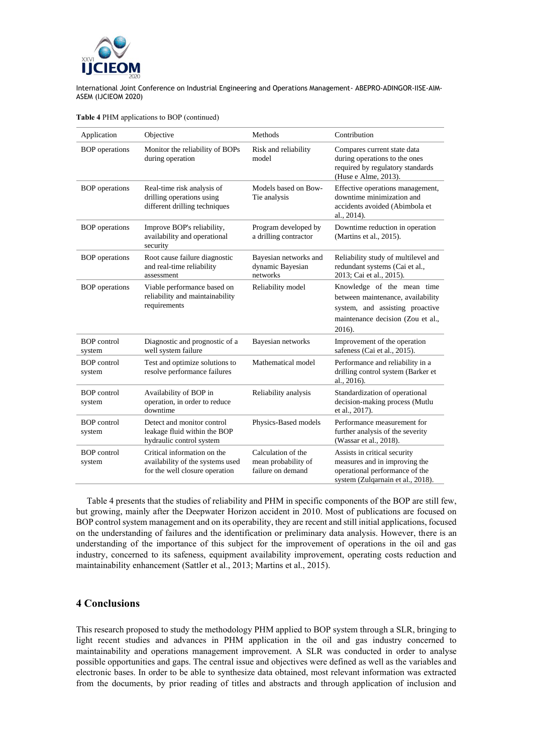**Table 4** PHM applications to BOP (continued)

| Application | Objective | Methods | Contribution |
|---|---|---|---|
| BOP operations | Monitor the reliability of BOPs during operation | Risk and reliability model | Compares current state data during operations to the ones required by regulatory standards (Huse e Alme, 2013). |
| BOP operations | Real-time risk analysis of drilling operations using different drilling techniques | Models based on Bow-Tie analysis | Effective operations management, downtime minimization and accidents avoided (Abimbola et al., 2014). |
| BOP operations | Improve BOP's reliability, availability and operational security | Program developed by a drilling contractor | Downtime reduction in operation (Martins et al., 2015). |
| BOP operations | Root cause failure diagnostic and real-time reliability assessment | Bayesian networks and dynamic Bayesian networks | Reliability study of multilevel and redundant systems (Cai et al., 2013; Cai et al., 2015). |
| BOP operations | Viable performance based on reliability and maintainability requirements | Reliability model | Knowledge of the mean time between maintenance, availability system, and assisting proactive maintenance decision (Zou et al., 2016). |
| BOP control system | Diagnostic and prognostic of a well system failure | Bayesian networks | Improvement of the operation safeness (Cai et al., 2015). |
| BOP control system | Test and optimize solutions to resolve performance failures | Mathematical model | Performance and reliability in a drilling control system (Barker et al., 2016). |
| BOP control system | Availability of BOP in operation, in order to reduce downtime | Reliability analysis | Standardization of operational decision-making process (Mutlu et al., 2017). |
| BOP control system | Detect and monitor control leakage fluid within the BOP hydraulic control system | Physics-Based models | Performance measurement for further analysis of the severity (Wassar et al., 2018). |
| BOP control system | Critical information on the availability of the systems used for the well closure operation | Calculation of the mean probability of failure on demand | Assists in critical security measures and in improving the operational performance of the system (Zulqarnain et al., 2018). |

Table 4 presents that the studies of reliability and PHM in specific components of the BOP are still few, but growing, mainly after the Deepwater Horizon accident in 2010. Most of publications are focused on BOP control system management and on its operability, they are recent and still initial applications, focused on the understanding of failures and the identification or preliminary data analysis. However, there is an understanding of the importance of this subject for the improvement of operations in the oil and gas industry, concerned to its safeness, equipment availability improvement, operating costs reduction and maintainability enhancement (Sattler et al., 2013; Martins et al., 2015).

## 4 Conclusions

This research proposed to study the methodology PHM applied to BOP system through a SLR, bringing to light recent studies and advances in PHM application in the oil and gas industry concerned to maintainability and operations management improvement. A SLR was conducted in order to analyse possible opportunities and gaps. The central issue and objectives were defined as well as the variables and electronic bases. In order to be able to synthesize data obtained, most relevant information was extracted from the documents, by prior reading of titles and abstracts and through application of inclusion and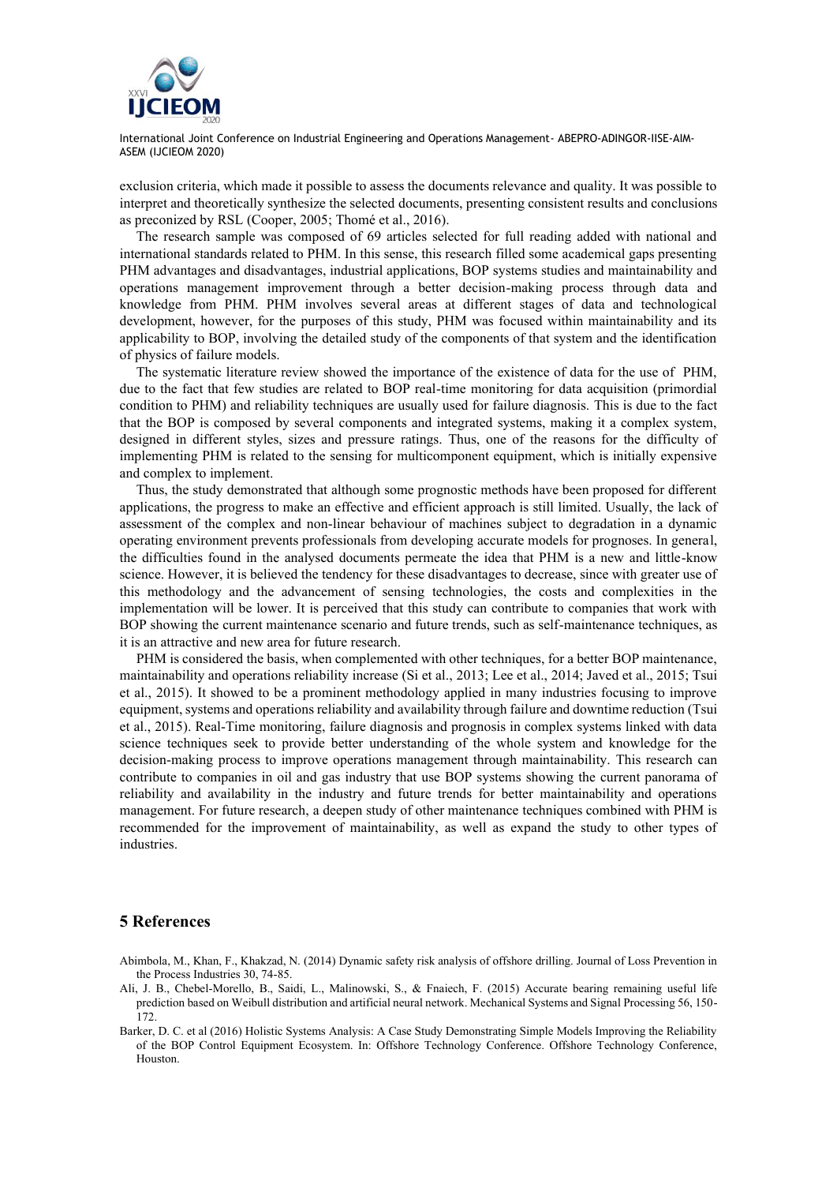exclusion criteria, which made it possible to assess the documents relevance and quality. It was possible to interpret and theoretically synthesize the selected documents, presenting consistent results and conclusions as preconized by RSL (Cooper, 2005; Thomé et al., 2016).

The research sample was composed of 69 articles selected for full reading added with national and international standards related to PHM. In this sense, this research filled some academical gaps presenting PHM advantages and disadvantages, industrial applications, BOP systems studies and maintainability and operations management improvement through a better decision-making process through data and knowledge from PHM. PHM involves several areas at different stages of data and technological development, however, for the purposes of this study, PHM was focused within maintainability and its applicability to BOP, involving the detailed study of the components of that system and the identification of physics of failure models.

The systematic literature review showed the importance of the existence of data for the use of PHM, due to the fact that few studies are related to BOP real-time monitoring for data acquisition (primordial condition to PHM) and reliability techniques are usually used for failure diagnosis. This is due to the fact that the BOP is composed by several components and integrated systems, making it a complex system, designed in different styles, sizes and pressure ratings. Thus, one of the reasons for the difficulty of implementing PHM is related to the sensing for multicomponent equipment, which is initially expensive and complex to implement.

Thus, the study demonstrated that although some prognostic methods have been proposed for different applications, the progress to make an effective and efficient approach is still limited. Usually, the lack of assessment of the complex and non-linear behaviour of machines subject to degradation in a dynamic operating environment prevents professionals from developing accurate models for prognoses. In general, the difficulties found in the analysed documents permeate the idea that PHM is a new and little-know science. However, it is believed the tendency for these disadvantages to decrease, since with greater use of this methodology and the advancement of sensing technologies, the costs and complexities in the implementation will be lower. It is perceived that this study can contribute to companies that work with BOP showing the current maintenance scenario and future trends, such as self-maintenance techniques, as it is an attractive and new area for future research.

PHM is considered the basis, when complemented with other techniques, for a better BOP maintenance, maintainability and operations reliability increase (Si et al., 2013; Lee et al., 2014; Javed et al., 2015; Tsui et al., 2015). It showed to be a prominent methodology applied in many industries focusing to improve equipment, systems and operations reliability and availability through failure and downtime reduction (Tsui et al., 2015). Real-Time monitoring, failure diagnosis and prognosis in complex systems linked with data science techniques seek to provide better understanding of the whole system and knowledge for the decision-making process to improve operations management through maintainability. This research can contribute to companies in oil and gas industry that use BOP systems showing the current panorama of reliability and availability in the industry and future trends for better maintainability and operations management. For future research, a deepen study of other maintenance techniques combined with PHM is recommended for the improvement of maintainability, as well as expand the study to other types of industries.

## 5 References

Abimbola, M., Khan, F., Khakzad, N. (2014) Dynamic safety risk analysis of offshore drilling. Journal of Loss Prevention in the Process Industries 30, 74-85.

Ali, J. B., Chebel-Morello, B., Saidi, L., Malinowski, S., & Fnaiech, F. (2015) Accurate bearing remaining useful life prediction based on Weibull distribution and artificial neural network. Mechanical Systems and Signal Processing 56, 150-172.

Barker, D. C. et al (2016) Holistic Systems Analysis: A Case Study Demonstrating Simple Models Improving the Reliability of the BOP Control Equipment Ecosystem. In: Offshore Technology Conference. Offshore Technology Conference, Houston.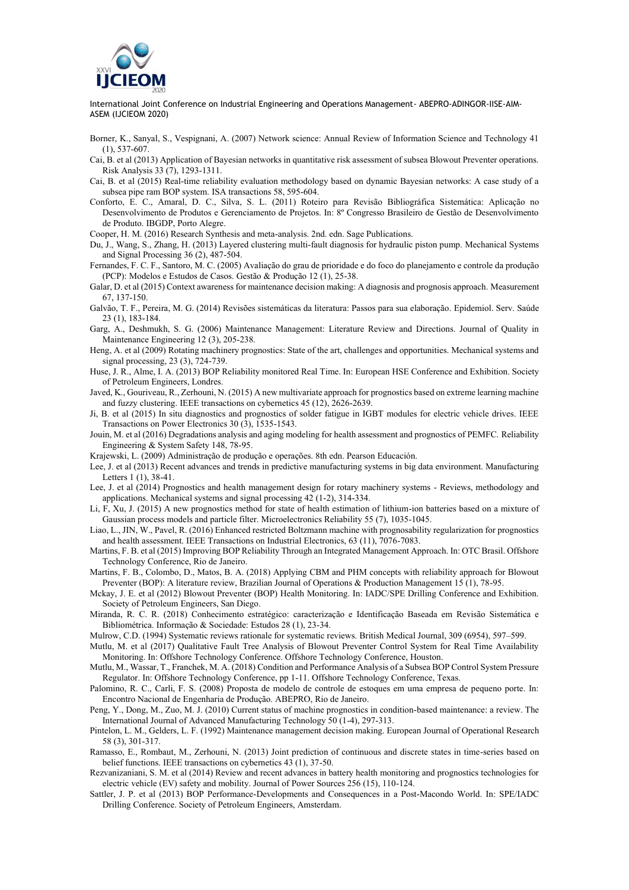Borner, K., Sanyal, S., Vespignani, A. (2007) Network science: Annual Review of Information Science and Technology 41 (1), 537-607.

Cai, B. et al (2013) Application of Bayesian networks in quantitative risk assessment of subsea Blowout Preventer operations. Risk Analysis 33 (7), 1293-1311.

Cai, B. et al (2015) Real-time reliability evaluation methodology based on dynamic Bayesian networks: A case study of a subsea pipe ram BOP system. ISA transactions 58, 595-604.

Conforto, E. C., Amaral, D. C., Silva, S. L. (2011) Roteiro para Revisão Bibliográfica Sistemática: Aplicação no Desenvolvimento de Produtos e Gerenciamento de Projetos. In: 8º Congresso Brasileiro de Gestão de Desenvolvimento de Produto. IBGDP, Porto Alegre.

Cooper, H. M. (2016) Research Synthesis and meta-analysis. 2nd. edn. Sage Publications.

Du, J., Wang, S., Zhang, H. (2013) Layered clustering multi-fault diagnosis for hydraulic piston pump. Mechanical Systems and Signal Processing 36 (2), 487-504.

Fernandes, F. C. F., Santoro, M. C. (2005) Avaliação do grau de prioridade e do foco do planejamento e controle da produção (PCP): Modelos e Estudos de Casos. Gestão & Produção 12 (1), 25-38.

Galar, D. et al (2015) Context awareness for maintenance decision making: A diagnosis and prognosis approach. Measurement 67, 137-150.

Galvão, T. F., Pereira, M. G. (2014) Revisões sistemáticas da literatura: Passos para sua elaboração. Epidemiol. Serv. Saúde 23 (1), 183-184.

Garg, A., Deshmukh, S. G. (2006) Maintenance Management: Literature Review and Directions. Journal of Quality in Maintenance Engineering 12 (3), 205-238.

Heng, A. et al (2009) Rotating machinery prognostics: State of the art, challenges and opportunities. Mechanical systems and signal processing, 23 (3), 724-739.

Huse, J. R., Alme, I. A. (2013) BOP Reliability monitored Real Time. In: European HSE Conference and Exhibition. Society of Petroleum Engineers, Londres.

Javed, K., Gouriveau, R., Zerhouni, N. (2015) A new multivariate approach for prognostics based on extreme learning machine and fuzzy clustering. IEEE transactions on cybernetics 45 (12), 2626-2639.

Ji, B. et al (2015) In situ diagnostics and prognostics of solder fatigue in IGBT modules for electric vehicle drives. IEEE Transactions on Power Electronics 30 (3), 1535-1543.

Jouin, M. et al (2016) Degradations analysis and aging modeling for health assessment and prognostics of PEMFC. Reliability Engineering & System Safety 148, 78-95.

Krajewski, L. (2009) Administração de produção e operações. 8th edn. Pearson Educación.

Lee, J. et al (2013) Recent advances and trends in predictive manufacturing systems in big data environment. Manufacturing Letters 1 (1), 38-41.

Lee, J. et al (2014) Prognostics and health management design for rotary machinery systems - Reviews, methodology and applications. Mechanical systems and signal processing 42 (1-2), 314-334.

Li, F, Xu, J. (2015) A new prognostics method for state of health estimation of lithium-ion batteries based on a mixture of Gaussian process models and particle filter. Microelectronics Reliability 55 (7), 1035-1045.

Liao, L., JIN, W., Pavel, R. (2016) Enhanced restricted Boltzmann machine with prognosability regularization for prognostics and health assessment. IEEE Transactions on Industrial Electronics, 63 (11), 7076-7083.

Martins, F. B. et al (2015) Improving BOP Reliability Through an Integrated Management Approach. In: OTC Brasil. Offshore Technology Conference, Rio de Janeiro.

Martins, F. B., Colombo, D., Matos, B. A. (2018) Applying CBM and PHM concepts with reliability approach for Blowout Preventer (BOP): A literature review, Brazilian Journal of Operations & Production Management 15 (1), 78-95.

Mckay, J. E. et al (2012) Blowout Preventer (BOP) Health Monitoring. In: IADC/SPE Drilling Conference and Exhibition. Society of Petroleum Engineers, San Diego.

Miranda, R. C. R. (2018) Conhecimento estratégico: caracterização e Identificação Baseada em Revisão Sistemática e Bibliométrica. Informação & Sociedade: Estudos 28 (1), 23-34.

Mulrow, C.D. (1994) Systematic reviews rationale for systematic reviews. British Medical Journal, 309 (6954), 597–599.

Mutlu, M. et al (2017) Qualitative Fault Tree Analysis of Blowout Preventer Control System for Real Time Availability Monitoring. In: Offshore Technology Conference. Offshore Technology Conference, Houston.

Mutlu, M., Wassar, T., Franchek, M. A. (2018) Condition and Performance Analysis of a Subsea BOP Control System Pressure Regulator. In: Offshore Technology Conference, pp 1-11. Offshore Technology Conference, Texas.

Palomino, R. C., Carli, F. S. (2008) Proposta de modelo de controle de estoques em uma empresa de pequeno porte. In: Encontro Nacional de Engenharia de Produção. ABEPRO, Rio de Janeiro.

Peng, Y., Dong, M., Zuo, M. J. (2010) Current status of machine prognostics in condition-based maintenance: a review. The International Journal of Advanced Manufacturing Technology 50 (1-4), 297-313.

Pintelon, L. M., Gelders, L. F. (1992) Maintenance management decision making. European Journal of Operational Research 58 (3), 301-317.

Ramasso, E., Rombaut, M., Zerhouni, N. (2013) Joint prediction of continuous and discrete states in time-series based on belief functions. IEEE transactions on cybernetics 43 (1), 37-50.

Rezvanizaniani, S. M. et al (2014) Review and recent advances in battery health monitoring and prognostics technologies for electric vehicle (EV) safety and mobility. Journal of Power Sources 256 (15), 110-124.

Sattler, J. P. et al (2013) BOP Performance-Developments and Consequences in a Post-Macondo World. In: SPE/IADC Drilling Conference. Society of Petroleum Engineers, Amsterdam.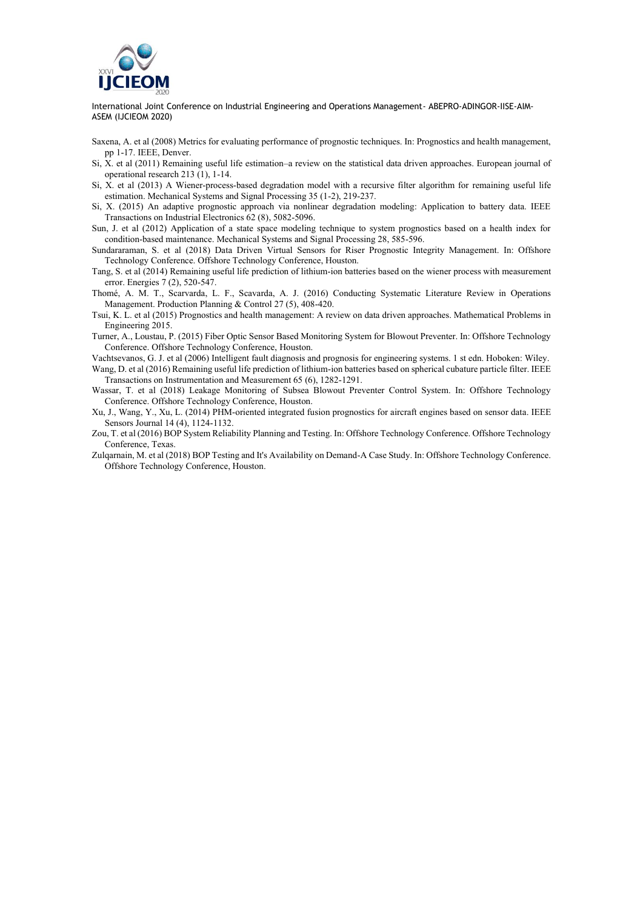Saxena, A. et al (2008) Metrics for evaluating performance of prognostic techniques. In: Prognostics and health management, pp 1-17. IEEE, Denver.

Si, X. et al (2011) Remaining useful life estimation–a review on the statistical data driven approaches. European journal of operational research 213 (1), 1-14.

Si, X. et al (2013) A Wiener-process-based degradation model with a recursive filter algorithm for remaining useful life estimation. Mechanical Systems and Signal Processing 35 (1-2), 219-237.

Si, X. (2015) An adaptive prognostic approach via nonlinear degradation modeling: Application to battery data. IEEE Transactions on Industrial Electronics 62 (8), 5082-5096.

Sun, J. et al (2012) Application of a state space modeling technique to system prognostics based on a health index for condition-based maintenance. Mechanical Systems and Signal Processing 28, 585-596.

Sundararaman, S. et al (2018) Data Driven Virtual Sensors for Riser Prognostic Integrity Management. In: Offshore Technology Conference. Offshore Technology Conference, Houston.

Tang, S. et al (2014) Remaining useful life prediction of lithium-ion batteries based on the wiener process with measurement error. Energies 7 (2), 520-547.

Thomé, A. M. T., Scarvarda, L. F., Scavarda, A. J. (2016) Conducting Systematic Literature Review in Operations Management. Production Planning & Control 27 (5), 408-420.

Tsui, K. L. et al (2015) Prognostics and health management: A review on data driven approaches. Mathematical Problems in Engineering 2015.

Turner, A., Loustau, P. (2015) Fiber Optic Sensor Based Monitoring System for Blowout Preventer. In: Offshore Technology Conference. Offshore Technology Conference, Houston.

Vachtsevanos, G. J. et al (2006) Intelligent fault diagnosis and prognosis for engineering systems. 1 st edn. Hoboken: Wiley.

Wang, D. et al (2016) Remaining useful life prediction of lithium-ion batteries based on spherical cubature particle filter. IEEE Transactions on Instrumentation and Measurement 65 (6), 1282-1291.

Wassar, T. et al (2018) Leakage Monitoring of Subsea Blowout Preventer Control System. In: Offshore Technology Conference. Offshore Technology Conference, Houston.

Xu, J., Wang, Y., Xu, L. (2014) PHM-oriented integrated fusion prognostics for aircraft engines based on sensor data. IEEE Sensors Journal 14 (4), 1124-1132.

Zou, T. et al (2016) BOP System Reliability Planning and Testing. In: Offshore Technology Conference. Offshore Technology Conference, Texas.

Zulqarnain, M. et al (2018) BOP Testing and It's Availability on Demand-A Case Study. In: Offshore Technology Conference. Offshore Technology Conference, Houston.